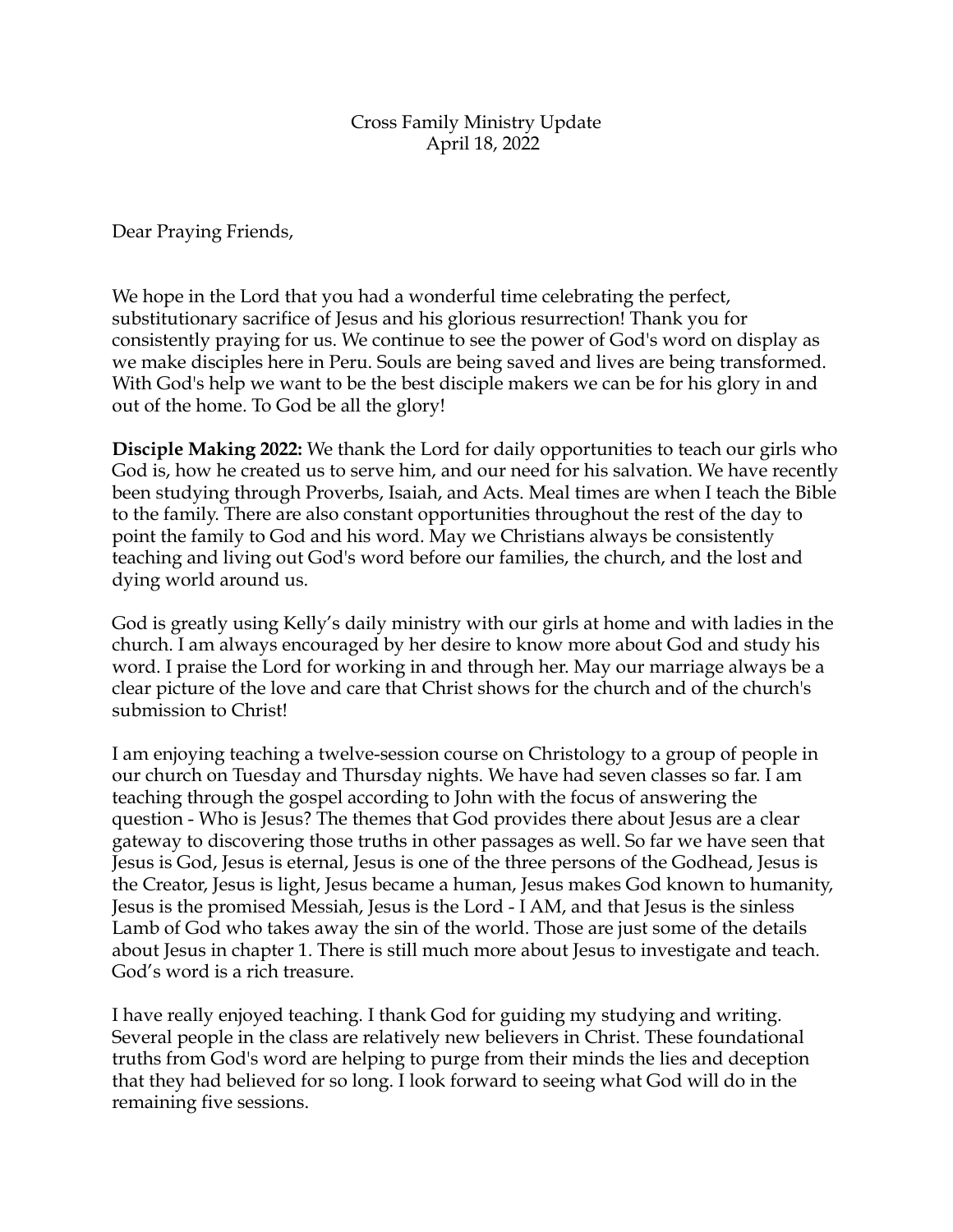Cross Family Ministry Update
April 18, 2022

Dear Praying Friends,

We hope in the Lord that you had a wonderful time celebrating the perfect, substitutionary sacrifice of Jesus and his glorious resurrection! Thank you for consistently praying for us. We continue to see the power of God's word on display as we make disciples here in Peru. Souls are being saved and lives are being transformed. With God's help we want to be the best disciple makers we can be for his glory in and out of the home. To God be all the glory!

**Disciple Making 2022:** We thank the Lord for daily opportunities to teach our girls who God is, how he created us to serve him, and our need for his salvation. We have recently been studying through Proverbs, Isaiah, and Acts. Meal times are when I teach the Bible to the family. There are also constant opportunities throughout the rest of the day to point the family to God and his word. May we Christians always be consistently teaching and living out God's word before our families, the church, and the lost and dying world around us.

God is greatly using Kelly's daily ministry with our girls at home and with ladies in the church. I am always encouraged by her desire to know more about God and study his word. I praise the Lord for working in and through her. May our marriage always be a clear picture of the love and care that Christ shows for the church and of the church's submission to Christ!

I am enjoying teaching a twelve-session course on Christology to a group of people in our church on Tuesday and Thursday nights. We have had seven classes so far. I am teaching through the gospel according to John with the focus of answering the question - Who is Jesus? The themes that God provides there about Jesus are a clear gateway to discovering those truths in other passages as well. So far we have seen that Jesus is God, Jesus is eternal, Jesus is one of the three persons of the Godhead, Jesus is the Creator, Jesus is light, Jesus became a human, Jesus makes God known to humanity, Jesus is the promised Messiah, Jesus is the Lord - I AM, and that Jesus is the sinless Lamb of God who takes away the sin of the world. Those are just some of the details about Jesus in chapter 1. There is still much more about Jesus to investigate and teach. God's word is a rich treasure.

I have really enjoyed teaching. I thank God for guiding my studying and writing. Several people in the class are relatively new believers in Christ. These foundational truths from God's word are helping to purge from their minds the lies and deception that they had believed for so long. I look forward to seeing what God will do in the remaining five sessions.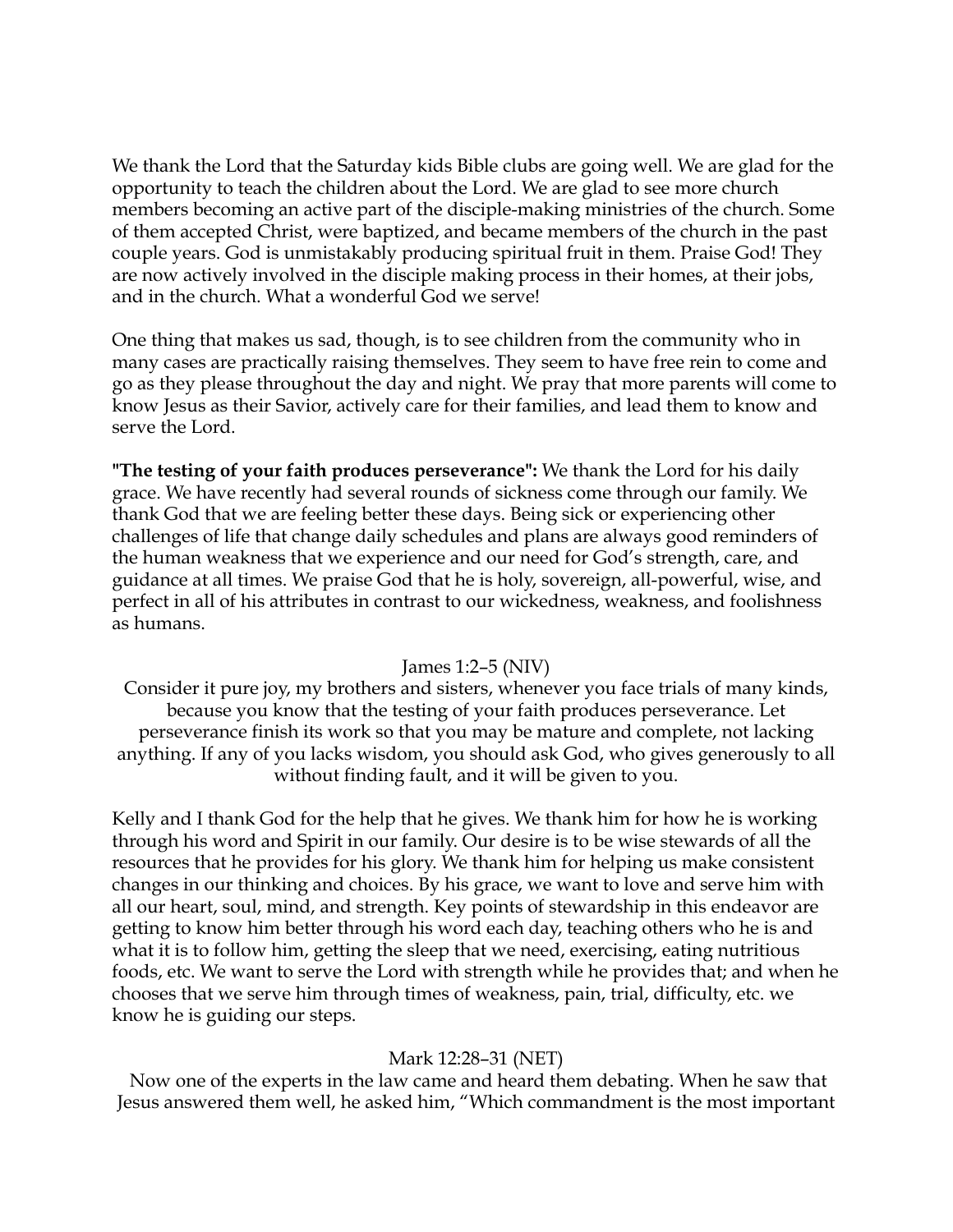We thank the Lord that the Saturday kids Bible clubs are going well. We are glad for the opportunity to teach the children about the Lord. We are glad to see more church members becoming an active part of the disciple-making ministries of the church. Some of them accepted Christ, were baptized, and became members of the church in the past couple years. God is unmistakably producing spiritual fruit in them. Praise God! They are now actively involved in the disciple making process in their homes, at their jobs, and in the church. What a wonderful God we serve!

One thing that makes us sad, though, is to see children from the community who in many cases are practically raising themselves. They seem to have free rein to come and go as they please throughout the day and night. We pray that more parents will come to know Jesus as their Savior, actively care for their families, and lead them to know and serve the Lord.

**"The testing of your faith produces perseverance":** We thank the Lord for his daily grace. We have recently had several rounds of sickness come through our family. We thank God that we are feeling better these days. Being sick or experiencing other challenges of life that change daily schedules and plans are always good reminders of the human weakness that we experience and our need for God's strength, care, and guidance at all times. We praise God that he is holy, sovereign, all-powerful, wise, and perfect in all of his attributes in contrast to our wickedness, weakness, and foolishness as humans.

James 1:2–5 (NIV)
Consider it pure joy, my brothers and sisters, whenever you face trials of many kinds, because you know that the testing of your faith produces perseverance. Let perseverance finish its work so that you may be mature and complete, not lacking anything. If any of you lacks wisdom, you should ask God, who gives generously to all without finding fault, and it will be given to you.

Kelly and I thank God for the help that he gives. We thank him for how he is working through his word and Spirit in our family. Our desire is to be wise stewards of all the resources that he provides for his glory. We thank him for helping us make consistent changes in our thinking and choices. By his grace, we want to love and serve him with all our heart, soul, mind, and strength. Key points of stewardship in this endeavor are getting to know him better through his word each day, teaching others who he is and what it is to follow him, getting the sleep that we need, exercising, eating nutritious foods, etc. We want to serve the Lord with strength while he provides that; and when he chooses that we serve him through times of weakness, pain, trial, difficulty, etc. we know he is guiding our steps.

Mark 12:28–31 (NET)
Now one of the experts in the law came and heard them debating. When he saw that Jesus answered them well, he asked him, "Which commandment is the most important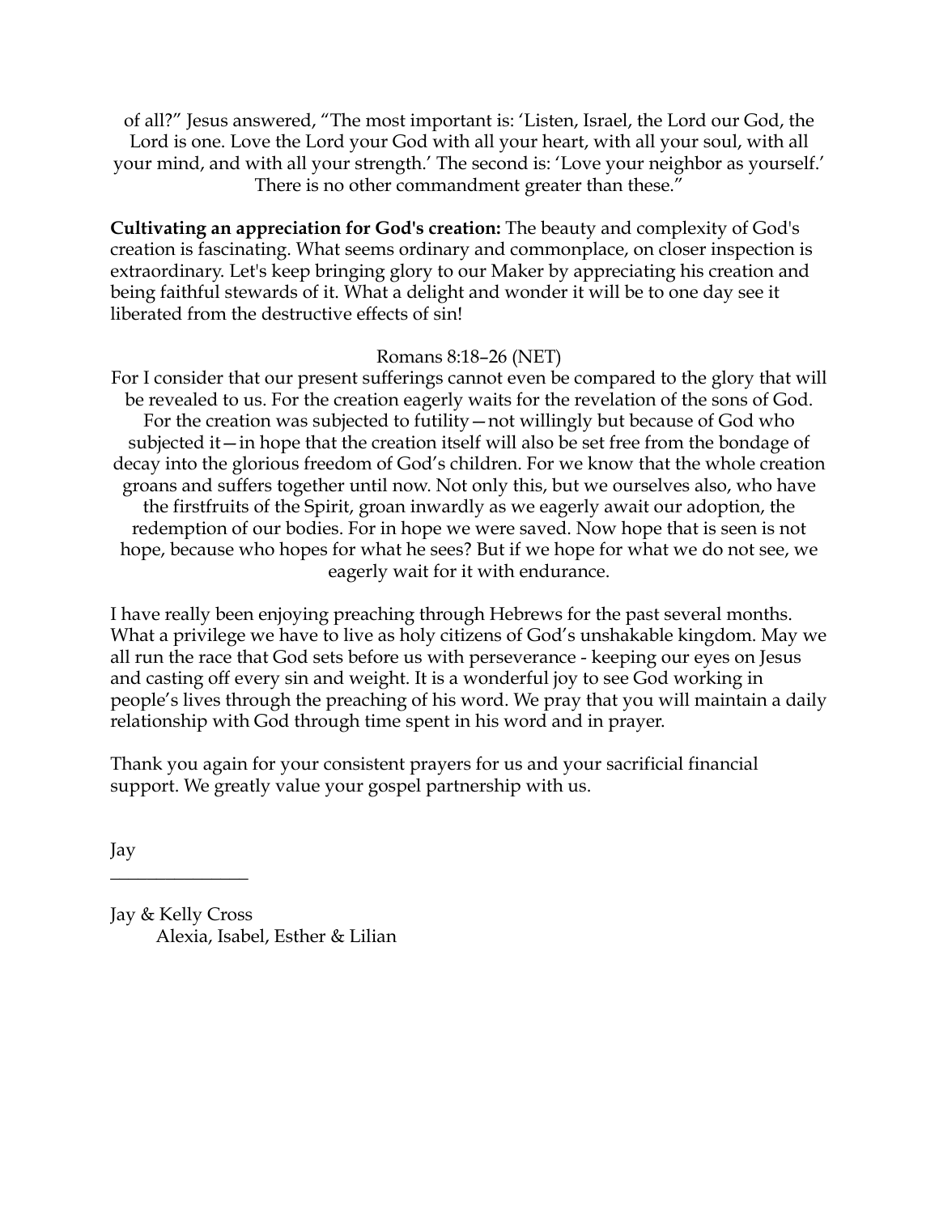of all?" Jesus answered, "The most important is: 'Listen, Israel, the Lord our God, the Lord is one. Love the Lord your God with all your heart, with all your soul, with all your mind, and with all your strength.' The second is: 'Love your neighbor as yourself.' There is no other commandment greater than these."

**Cultivating an appreciation for God's creation:** The beauty and complexity of God's creation is fascinating. What seems ordinary and commonplace, on closer inspection is extraordinary. Let's keep bringing glory to our Maker by appreciating his creation and being faithful stewards of it. What a delight and wonder it will be to one day see it liberated from the destructive effects of sin!

Romans 8:18–26 (NET)

For I consider that our present sufferings cannot even be compared to the glory that will be revealed to us. For the creation eagerly waits for the revelation of the sons of God. For the creation was subjected to futility—not willingly but because of God who subjected it—in hope that the creation itself will also be set free from the bondage of decay into the glorious freedom of God's children. For we know that the whole creation groans and suffers together until now. Not only this, but we ourselves also, who have the firstfruits of the Spirit, groan inwardly as we eagerly await our adoption, the redemption of our bodies. For in hope we were saved. Now hope that is seen is not hope, because who hopes for what he sees? But if we hope for what we do not see, we eagerly wait for it with endurance.

I have really been enjoying preaching through Hebrews for the past several months. What a privilege we have to live as holy citizens of God's unshakable kingdom. May we all run the race that God sets before us with perseverance - keeping our eyes on Jesus and casting off every sin and weight. It is a wonderful joy to see God working in people's lives through the preaching of his word. We pray that you will maintain a daily relationship with God through time spent in his word and in prayer.

Thank you again for your consistent prayers for us and your sacrificial financial support. We greatly value your gospel partnership with us.

Jay

_______________

Jay & Kelly Cross
Alexia, Isabel, Esther & Lilian